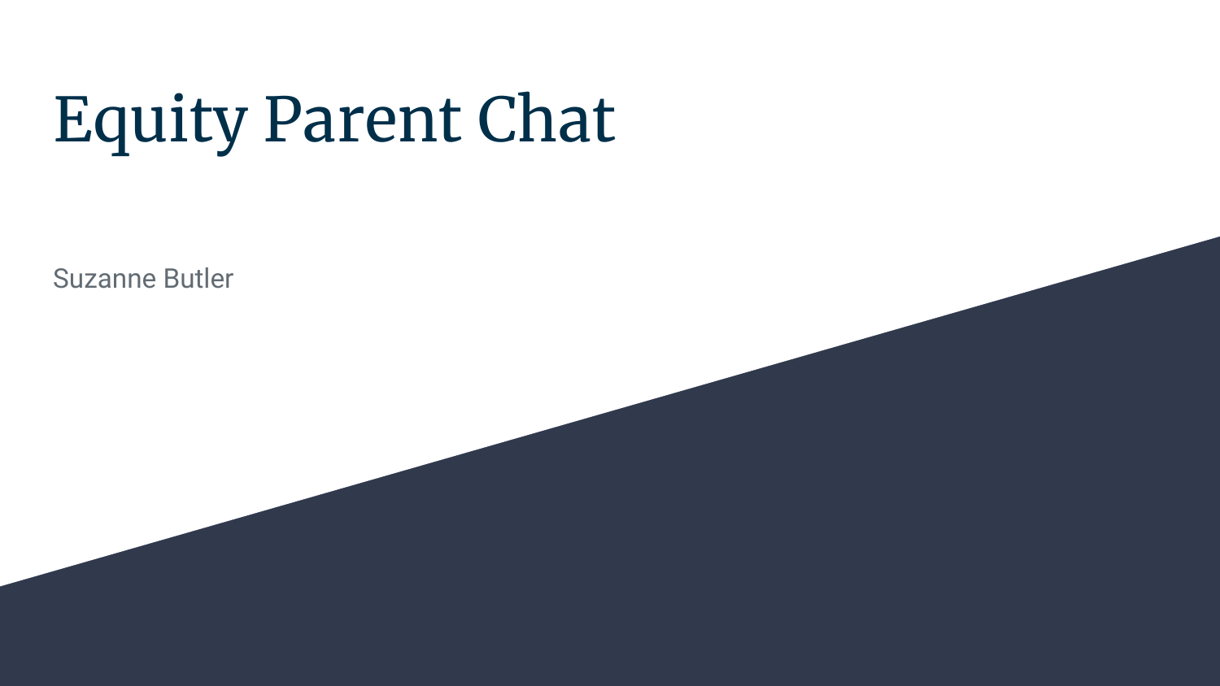# Equity Parent Chat

Suzanne Butler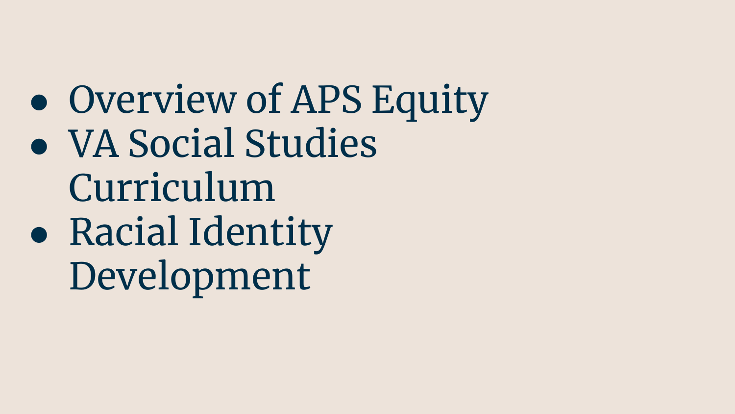- Overview of APS Equity
- VA Social Studies Curriculum
- Racial Identity Development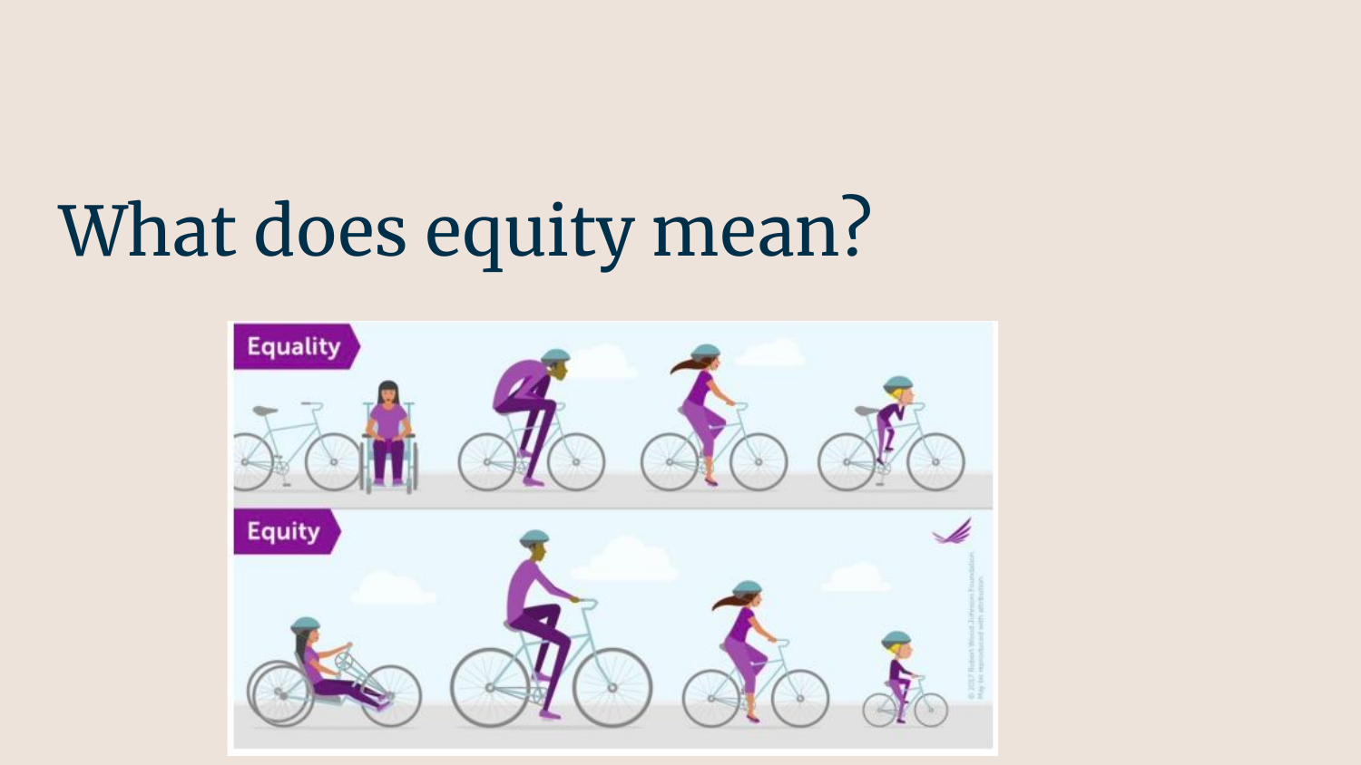# What does equity mean?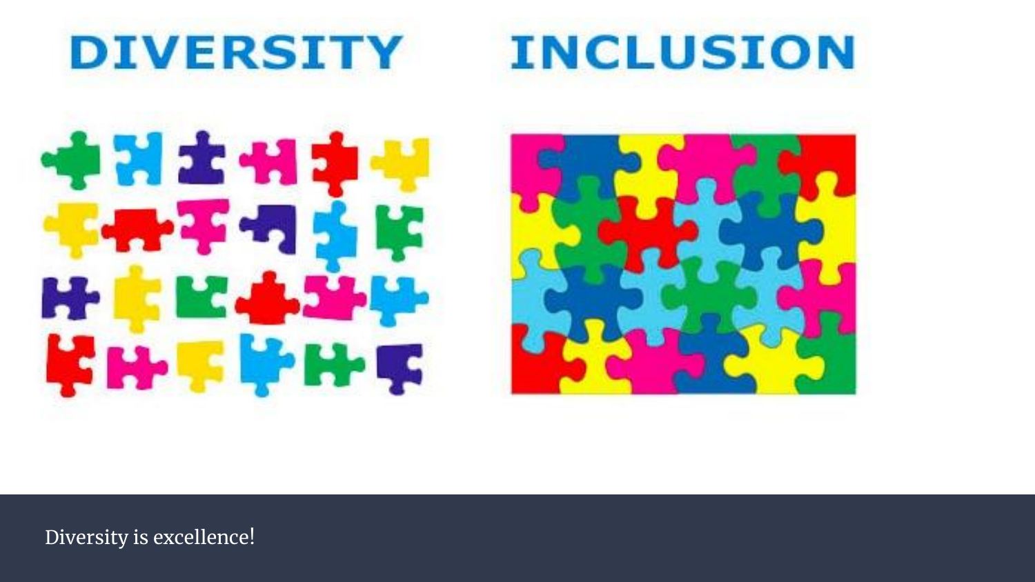DIVERSITY

INCLUSION

Diversity is excellence!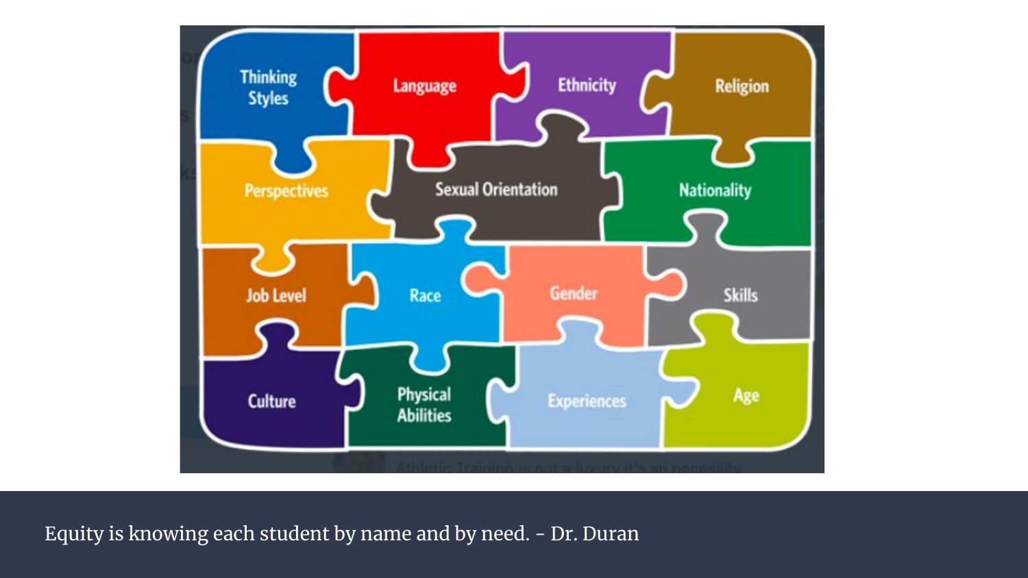- Thinking Styles
- Language
- Ethnicity
- Religion
- Perspectives
- Sexual Orientation
- Nationality
- Job Level
- Race
- Gender
- Skills
- Culture
- Physical Abilities
- Experiences
- Age

Equity is knowing each student by name and by need. - Dr. Duran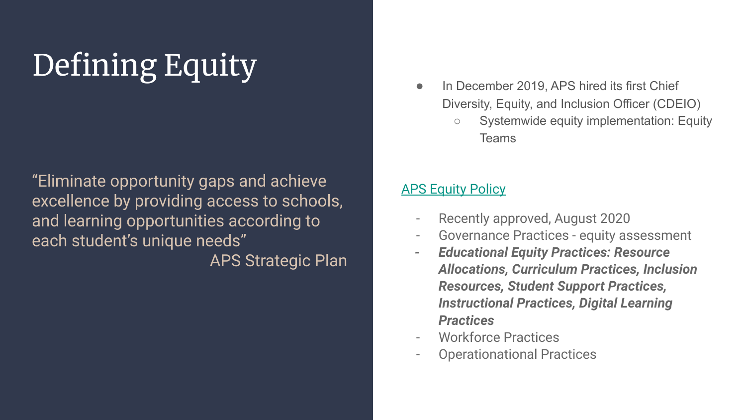# Defining Equity

"Eliminate opportunity gaps and achieve excellence by providing access to schools, and learning opportunities according to each student's unique needs"

APS Strategic Plan

- In December 2019, APS hired its first Chief Diversity, Equity, and Inclusion Officer (CDEIO)
  - Systemwide equity implementation: Equity Teams

APS Equity Policy

- Recently approved, August 2020
- Governance Practices - equity assessment
- ***Educational Equity Practices: Resource Allocations, Curriculum Practices, Inclusion Resources, Student Support Practices, Instructional Practices, Digital Learning Practices***
- Workforce Practices
- Operational Practices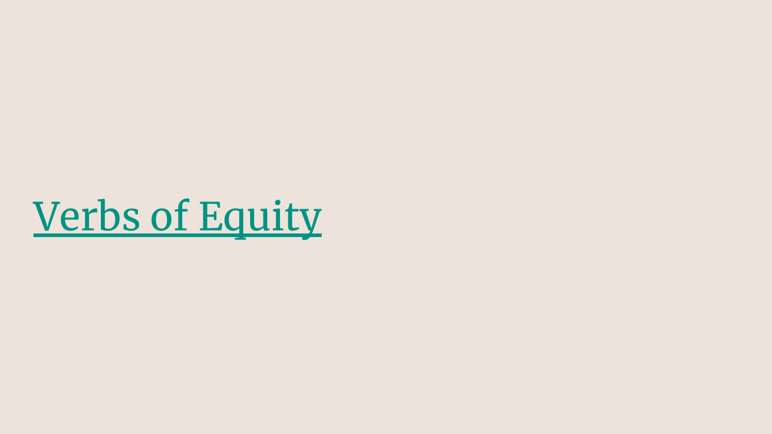# Verbs of Equity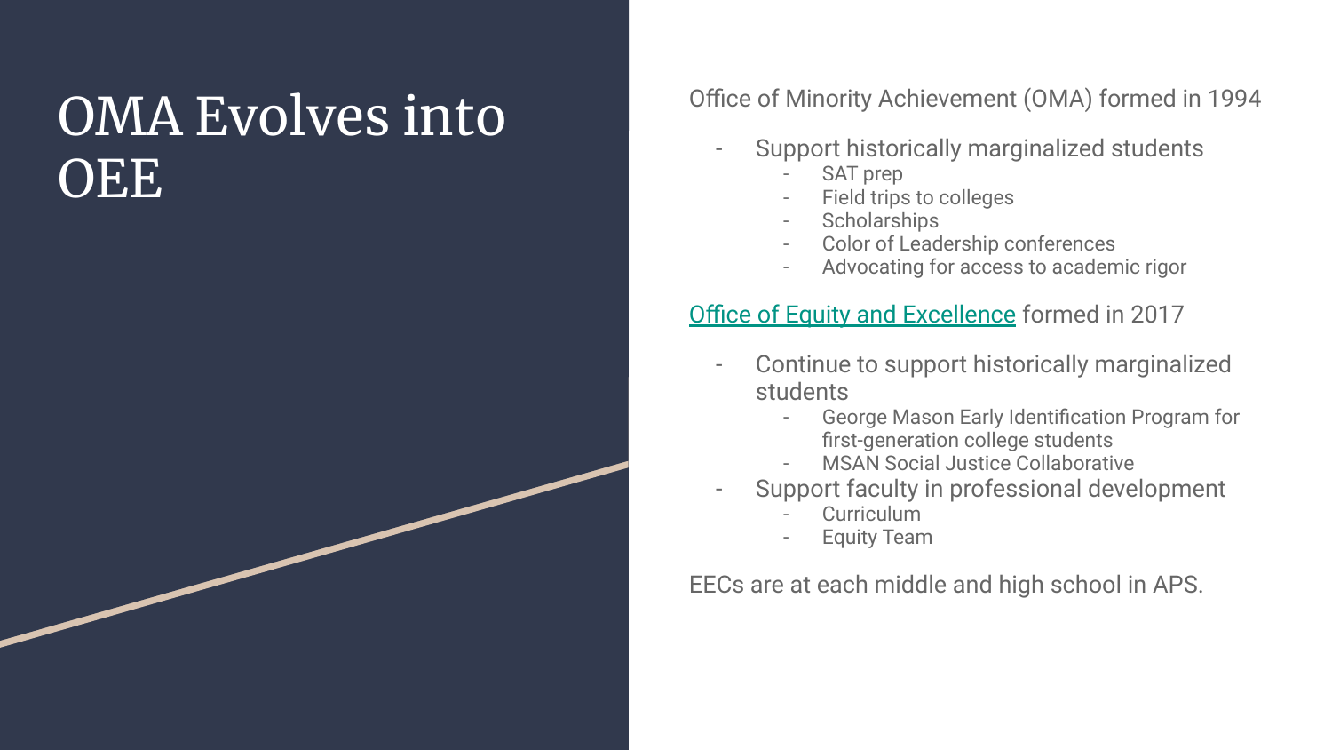# OMA Evolves into OEE

Office of Minority Achievement (OMA) formed in 1994

- Support historically marginalized students
  - SAT prep
  - Field trips to colleges
  - Scholarships
  - Color of Leadership conferences
  - Advocating for access to academic rigor

Office of Equity and Excellence formed in 2017

- Continue to support historically marginalized students
  - George Mason Early Identification Program for first-generation college students
  - MSAN Social Justice Collaborative
- Support faculty in professional development
  - Curriculum
  - Equity Team

EECs are at each middle and high school in APS.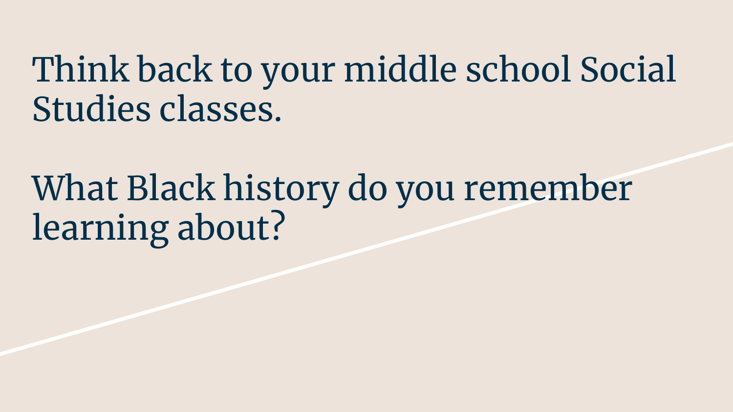Think back to your middle school Social Studies classes.

What Black history do you remember learning about?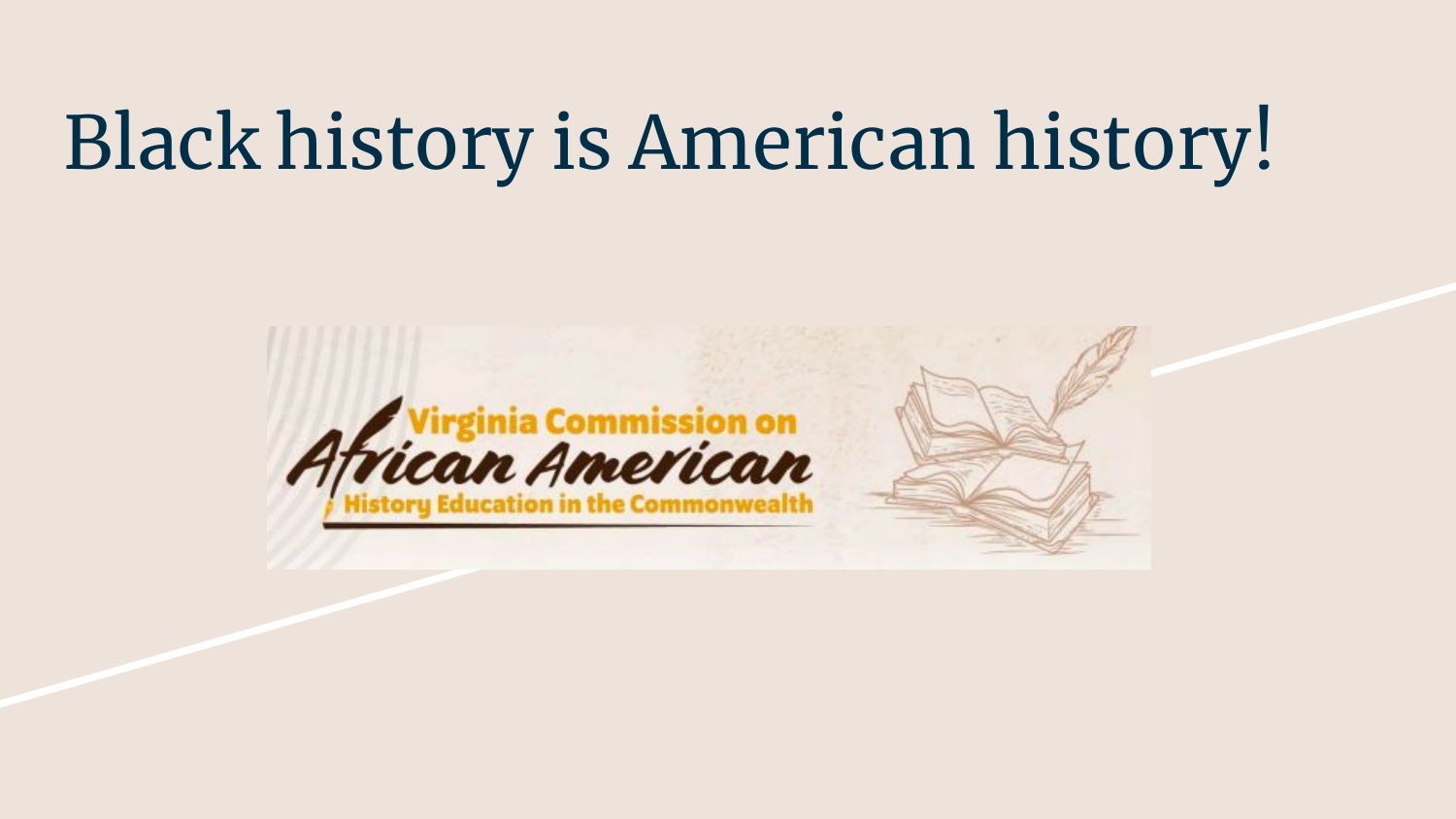# Black history is American history!

Virginia Commission on African American History Education in the Commonwealth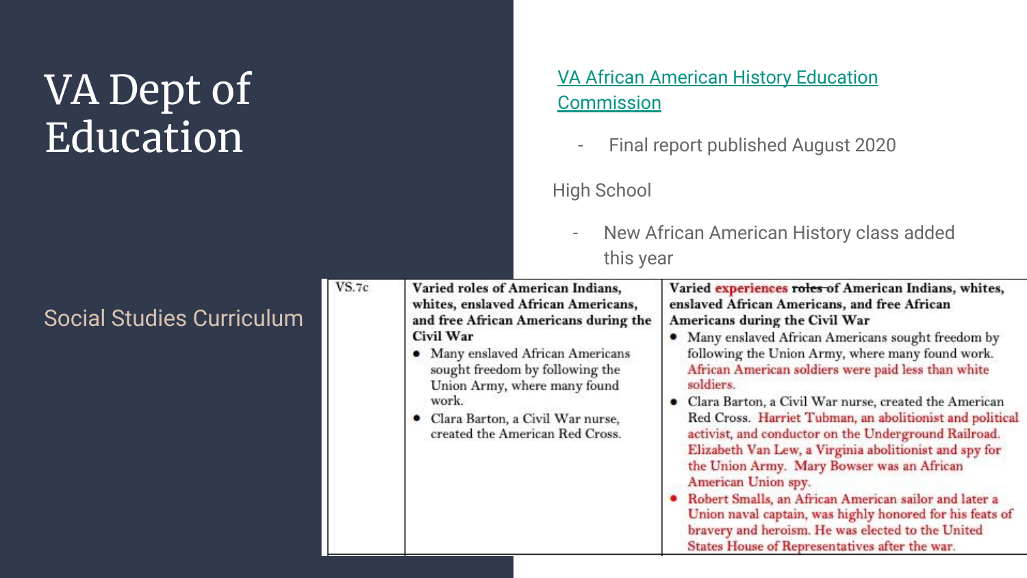# VA Dept of Education

## Social Studies Curriculum

[VA African American History Education Commission](#)

- Final report published August 2020

High School

- New African American History class added this year

| VS.7c | **Varied roles of American Indians, whites, enslaved African Americans, and free African Americans during the Civil War**<br>• Many enslaved African Americans sought freedom by following the Union Army, where many found work.<br>• Clara Barton, a Civil War nurse, created the American Red Cross. | **Varied experiences ~~roles~~ of American Indians, whites, enslaved African Americans, and free African Americans during the Civil War**<br>• Many enslaved African Americans sought freedom by following the Union Army, where many found work. African American soldiers were paid less than white soldiers.<br>• Clara Barton, a Civil War nurse, created the American Red Cross. Harriet Tubman, an abolitionist and political activist, and conductor on the Underground Railroad. Elizabeth Van Lew, a Virginia abolitionist and spy for the Union Army. Mary Bowser was an African American Union spy.<br>• Robert Smalls, an African American sailor and later a Union naval captain, was highly honored for his feats of bravery and heroism. He was elected to the United States House of Representatives after the war. |
|---|---|---|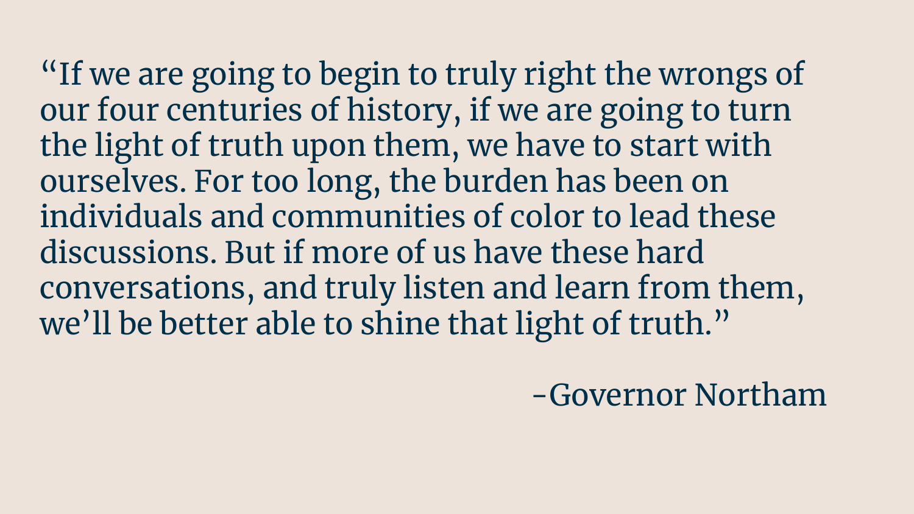"If we are going to begin to truly right the wrongs of our four centuries of history, if we are going to turn the light of truth upon them, we have to start with ourselves. For too long, the burden has been on individuals and communities of color to lead these discussions. But if more of us have these hard conversations, and truly listen and learn from them, we'll be better able to shine that light of truth."

-Governor Northam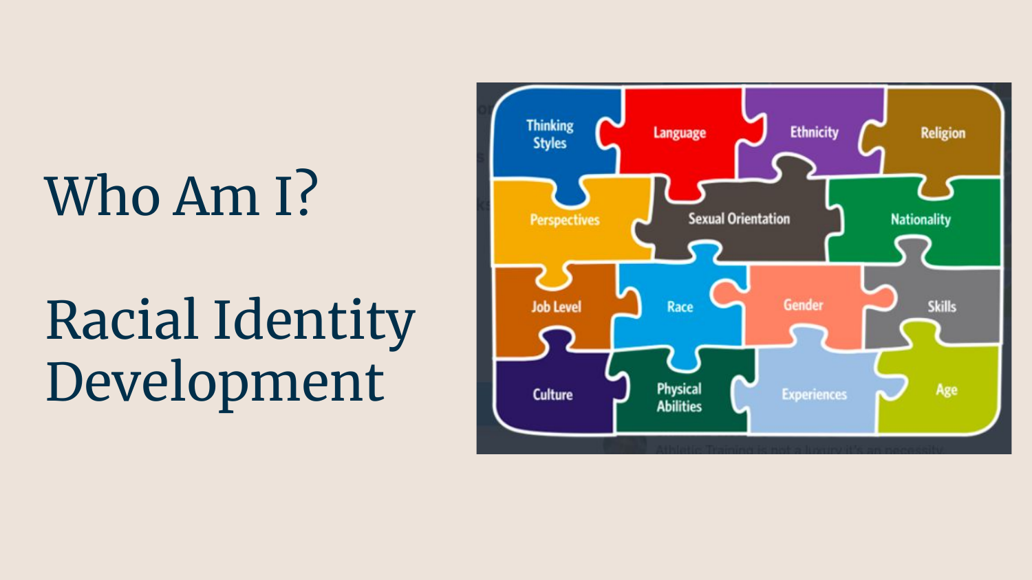# Who Am I?

# Racial Identity Development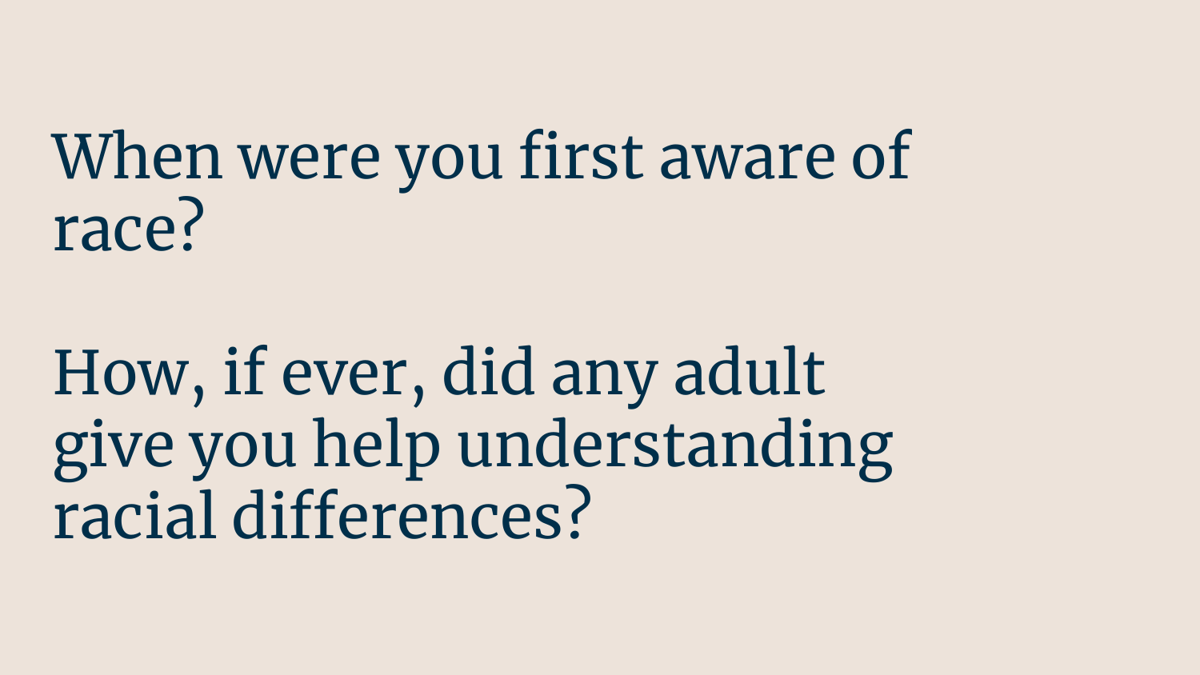When were you first aware of race?

How, if ever, did any adult give you help understanding racial differences?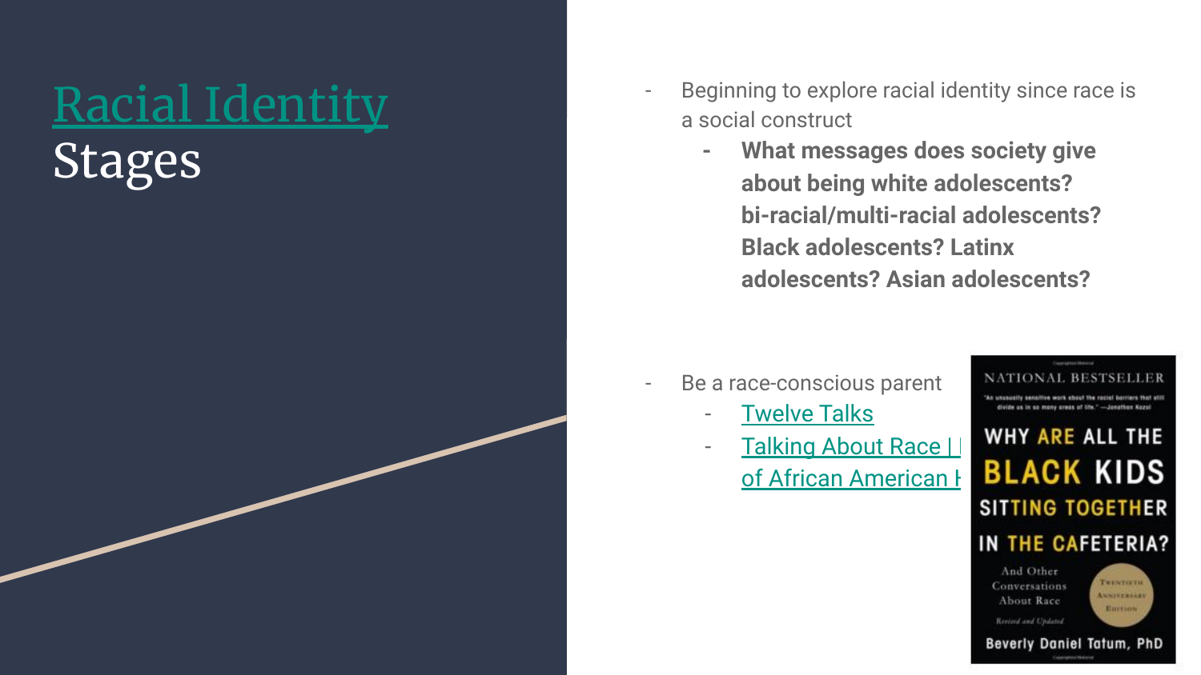# Racial Identity Stages

- Beginning to explore racial identity since race is a social construct
  - **What messages does society give about being white adolescents? bi-racial/multi-racial adolescents? Black adolescents? Latinx adolescents? Asian adolescents?**

- Be a race-conscious parent
  - Twelve Talks
  - Talking About Race | of African American H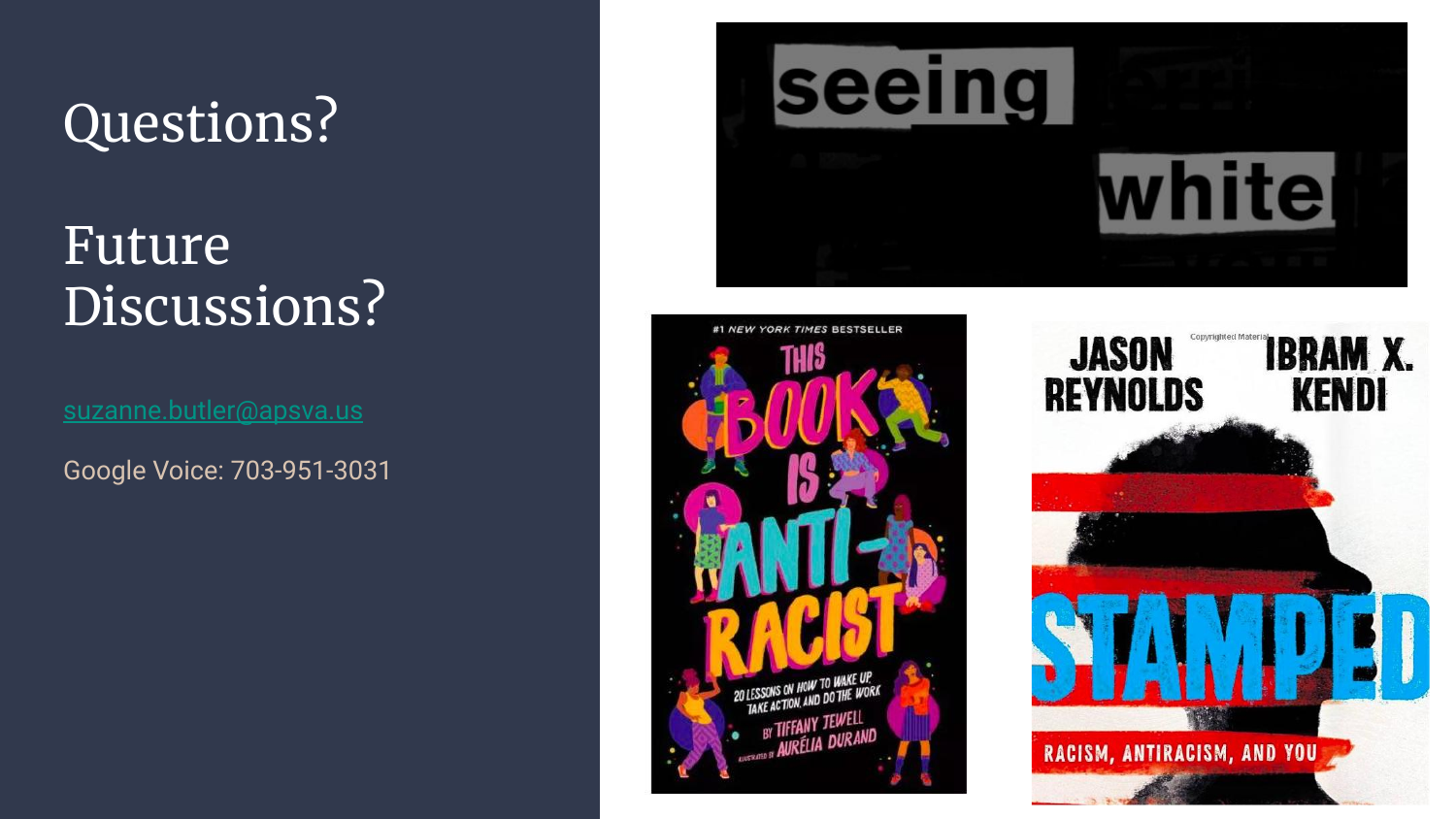# Questions?

# Future Discussions?

suzanne.butler@apsva.us

Google Voice: 703-951-3031